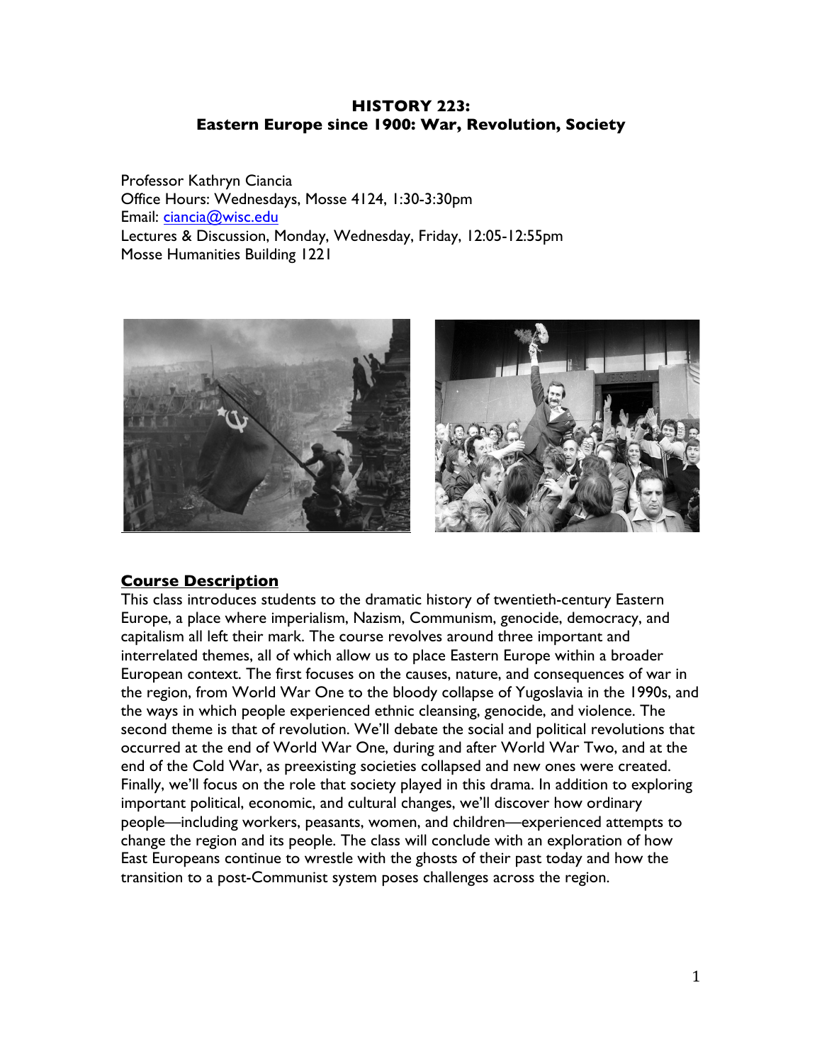# HISTORY 223:
## Eastern Europe since 1900: War, Revolution, Society

Professor Kathryn Ciancia
Office Hours: Wednesdays, Mosse 4124, 1:30-3:30pm
Email: ciancia@wisc.edu
Lectures & Discussion, Monday, Wednesday, Friday, 12:05-12:55pm
Mosse Humanities Building 1221

## Course Description

This class introduces students to the dramatic history of twentieth-century Eastern Europe, a place where imperialism, Nazism, Communism, genocide, democracy, and capitalism all left their mark. The course revolves around three important and interrelated themes, all of which allow us to place Eastern Europe within a broader European context. The first focuses on the causes, nature, and consequences of war in the region, from World War One to the bloody collapse of Yugoslavia in the 1990s, and the ways in which people experienced ethnic cleansing, genocide, and violence. The second theme is that of revolution. We'll debate the social and political revolutions that occurred at the end of World War One, during and after World War Two, and at the end of the Cold War, as preexisting societies collapsed and new ones were created. Finally, we'll focus on the role that society played in this drama. In addition to exploring important political, economic, and cultural changes, we'll discover how ordinary people—including workers, peasants, women, and children—experienced attempts to change the region and its people. The class will conclude with an exploration of how East Europeans continue to wrestle with the ghosts of their past today and how the transition to a post-Communist system poses challenges across the region.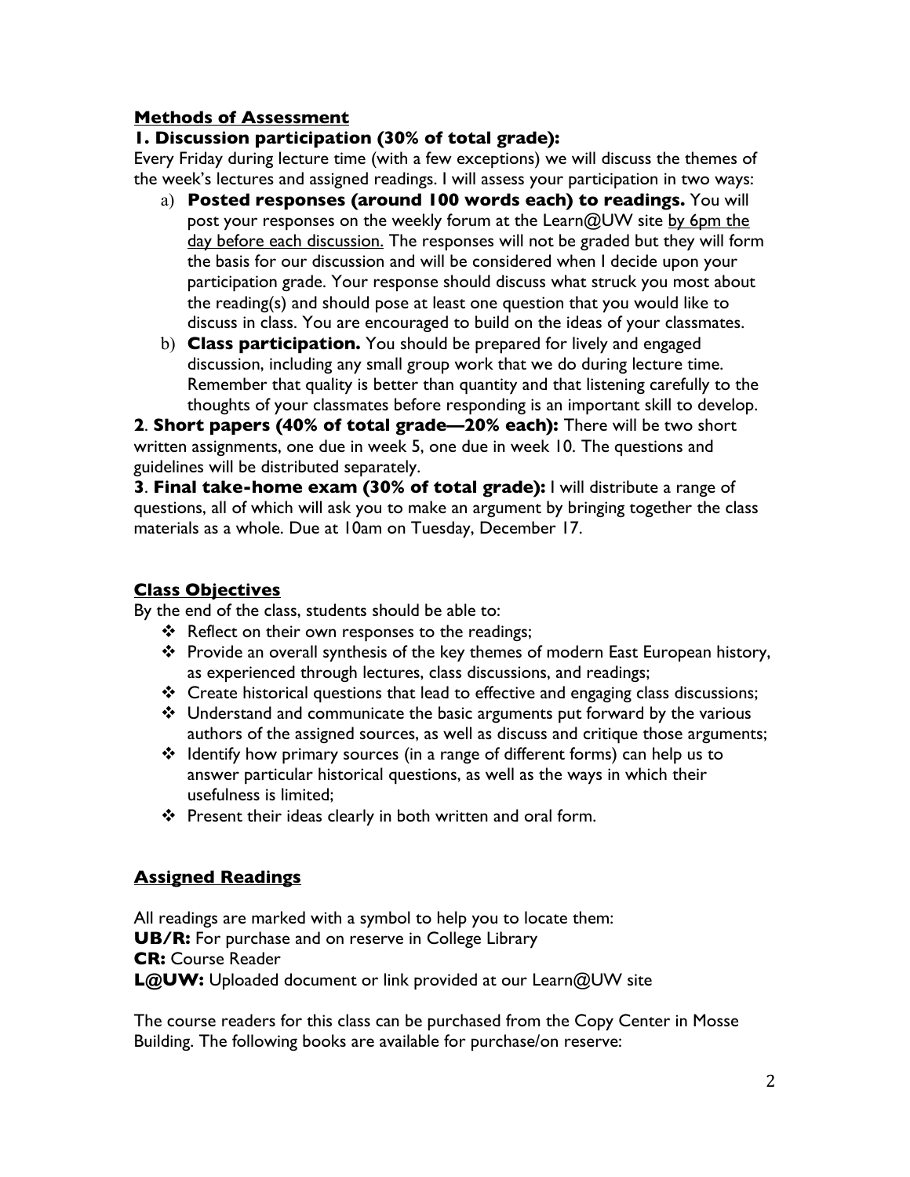## Methods of Assessment

### 1. Discussion participation (30% of total grade):

Every Friday during lecture time (with a few exceptions) we will discuss the themes of the week's lectures and assigned readings. I will assess your participation in two ways:

a) **Posted responses (around 100 words each) to readings.** You will post your responses on the weekly forum at the Learn@UW site by 6pm the day before each discussion. The responses will not be graded but they will form the basis for our discussion and will be considered when I decide upon your participation grade. Your response should discuss what struck you most about the reading(s) and should pose at least one question that you would like to discuss in class. You are encouraged to build on the ideas of your classmates.

b) **Class participation.** You should be prepared for lively and engaged discussion, including any small group work that we do during lecture time. Remember that quality is better than quantity and that listening carefully to the thoughts of your classmates before responding is an important skill to develop.

**2**. **Short papers (40% of total grade—20% each):** There will be two short written assignments, one due in week 5, one due in week 10. The questions and guidelines will be distributed separately.

**3**. **Final take-home exam (30% of total grade):** I will distribute a range of questions, all of which will ask you to make an argument by bringing together the class materials as a whole. Due at 10am on Tuesday, December 17.

## Class Objectives

By the end of the class, students should be able to:

- Reflect on their own responses to the readings;
- Provide an overall synthesis of the key themes of modern East European history, as experienced through lectures, class discussions, and readings;
- Create historical questions that lead to effective and engaging class discussions;
- Understand and communicate the basic arguments put forward by the various authors of the assigned sources, as well as discuss and critique those arguments;
- Identify how primary sources (in a range of different forms) can help us to answer particular historical questions, as well as the ways in which their usefulness is limited;
- Present their ideas clearly in both written and oral form.

## Assigned Readings

All readings are marked with a symbol to help you to locate them:

**UB/R:** For purchase and on reserve in College Library

**CR:** Course Reader

**L@UW:** Uploaded document or link provided at our Learn@UW site

The course readers for this class can be purchased from the Copy Center in Mosse Building. The following books are available for purchase/on reserve: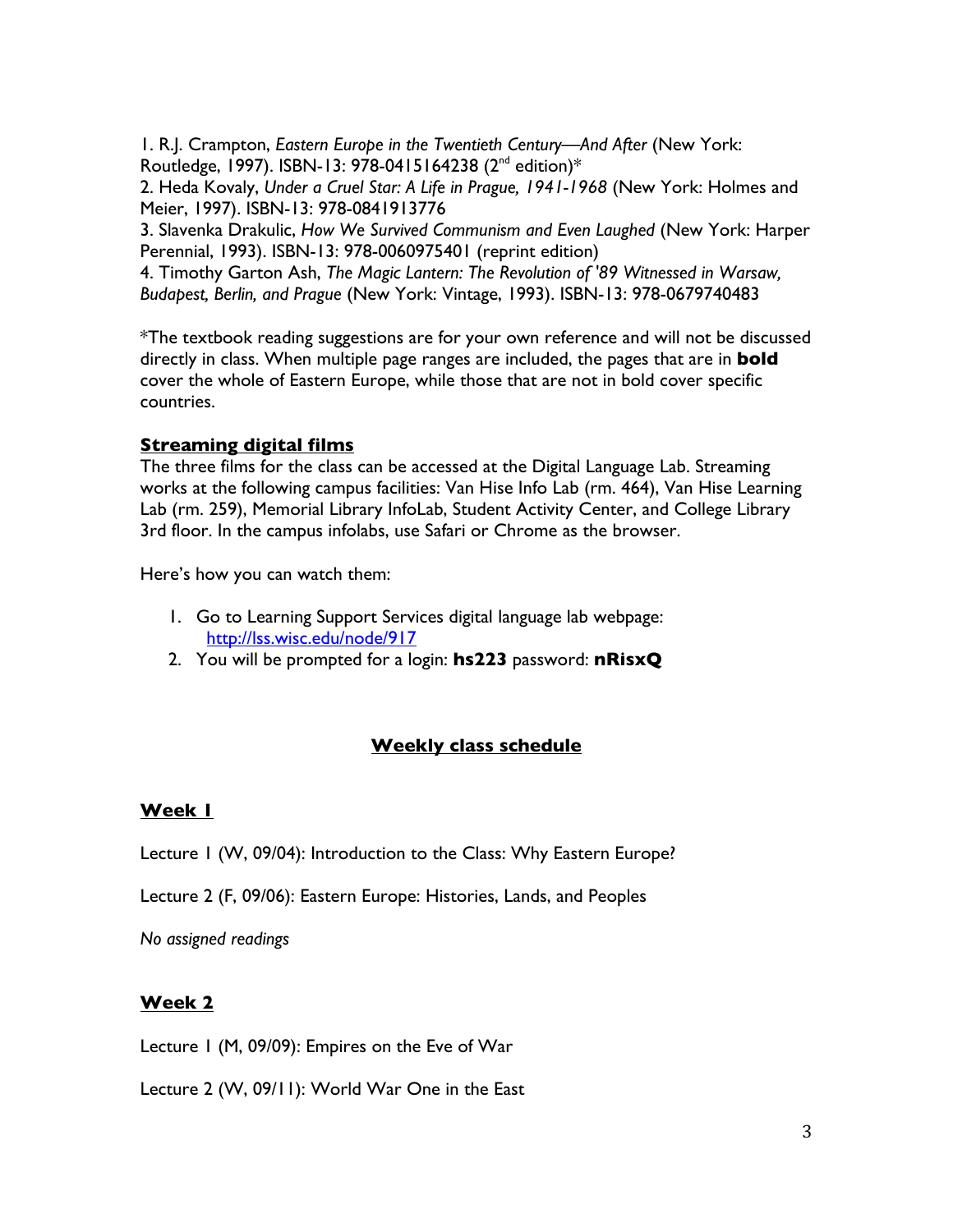1. R.J. Crampton, *Eastern Europe in the Twentieth Century—And After* (New York: Routledge, 1997). ISBN-13: 978-0415164238 (2nd edition)*
2. Heda Kovaly, *Under a Cruel Star: A Life in Prague, 1941-1968* (New York: Holmes and Meier, 1997). ISBN-13: 978-0841913776
3. Slavenka Drakulic, *How We Survived Communism and Even Laughed* (New York: Harper Perennial, 1993). ISBN-13: 978-0060975401 (reprint edition)
4. Timothy Garton Ash, *The Magic Lantern: The Revolution of '89 Witnessed in Warsaw, Budapest, Berlin, and Prague* (New York: Vintage, 1993). ISBN-13: 978-0679740483

*The textbook reading suggestions are for your own reference and will not be discussed directly in class. When multiple page ranges are included, the pages that are in **bold** cover the whole of Eastern Europe, while those that are not in bold cover specific countries.

## Streaming digital films

The three films for the class can be accessed at the Digital Language Lab. Streaming works at the following campus facilities: Van Hise Info Lab (rm. 464), Van Hise Learning Lab (rm. 259), Memorial Library InfoLab, Student Activity Center, and College Library 3rd floor. In the campus infolabs, use Safari or Chrome as the browser.

Here's how you can watch them:

1. Go to Learning Support Services digital language lab webpage: [http://lss.wisc.edu/node/917](http://lss.wisc.edu/node/917)
2. You will be prompted for a login: **hs223** password: **nRisxQ**

## Weekly class schedule

### Week 1

Lecture 1 (W, 09/04): Introduction to the Class: Why Eastern Europe?

Lecture 2 (F, 09/06): Eastern Europe: Histories, Lands, and Peoples

*No assigned readings*

### Week 2

Lecture 1 (M, 09/09): Empires on the Eve of War

Lecture 2 (W, 09/11): World War One in the East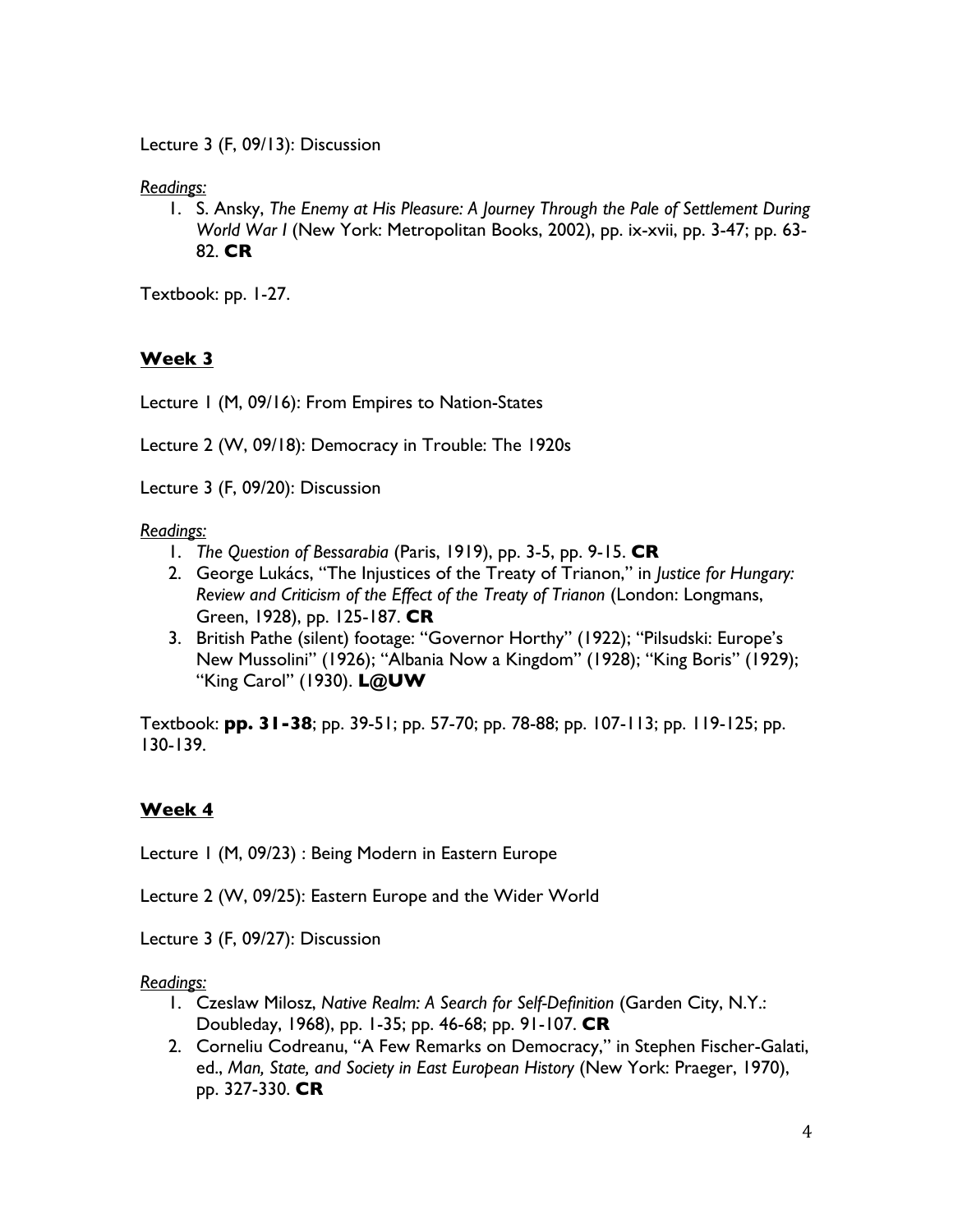Lecture 3 (F, 09/13): Discussion

*Readings:*

1. S. Ansky, *The Enemy at His Pleasure: A Journey Through the Pale of Settlement During World War I* (New York: Metropolitan Books, 2002), pp. ix-xvii, pp. 3-47; pp. 63-82. **CR**

Textbook: pp. 1-27.

## **Week 3**

Lecture 1 (M, 09/16): From Empires to Nation-States

Lecture 2 (W, 09/18): Democracy in Trouble: The 1920s

Lecture 3 (F, 09/20): Discussion

*Readings:*

1. *The Question of Bessarabia* (Paris, 1919), pp. 3-5, pp. 9-15. **CR**
2. George Lukács, "The Injustices of the Treaty of Trianon," in *Justice for Hungary: Review and Criticism of the Effect of the Treaty of Trianon* (London: Longmans, Green, 1928), pp. 125-187. **CR**
3. British Pathe (silent) footage: "Governor Horthy" (1922); "Pilsudski: Europe's New Mussolini" (1926); "Albania Now a Kingdom" (1928); "King Boris" (1929); "King Carol" (1930). **L@UW**

Textbook: **pp. 31-38**; pp. 39-51; pp. 57-70; pp. 78-88; pp. 107-113; pp. 119-125; pp. 130-139.

## **Week 4**

Lecture 1 (M, 09/23) : Being Modern in Eastern Europe

Lecture 2 (W, 09/25): Eastern Europe and the Wider World

Lecture 3 (F, 09/27): Discussion

*Readings:*

1. Czeslaw Milosz, *Native Realm: A Search for Self-Definition* (Garden City, N.Y.: Doubleday, 1968), pp. 1-35; pp. 46-68; pp. 91-107. **CR**
2. Corneliu Codreanu, "A Few Remarks on Democracy," in Stephen Fischer-Galati, ed., *Man, State, and Society in East European History* (New York: Praeger, 1970), pp. 327-330. **CR**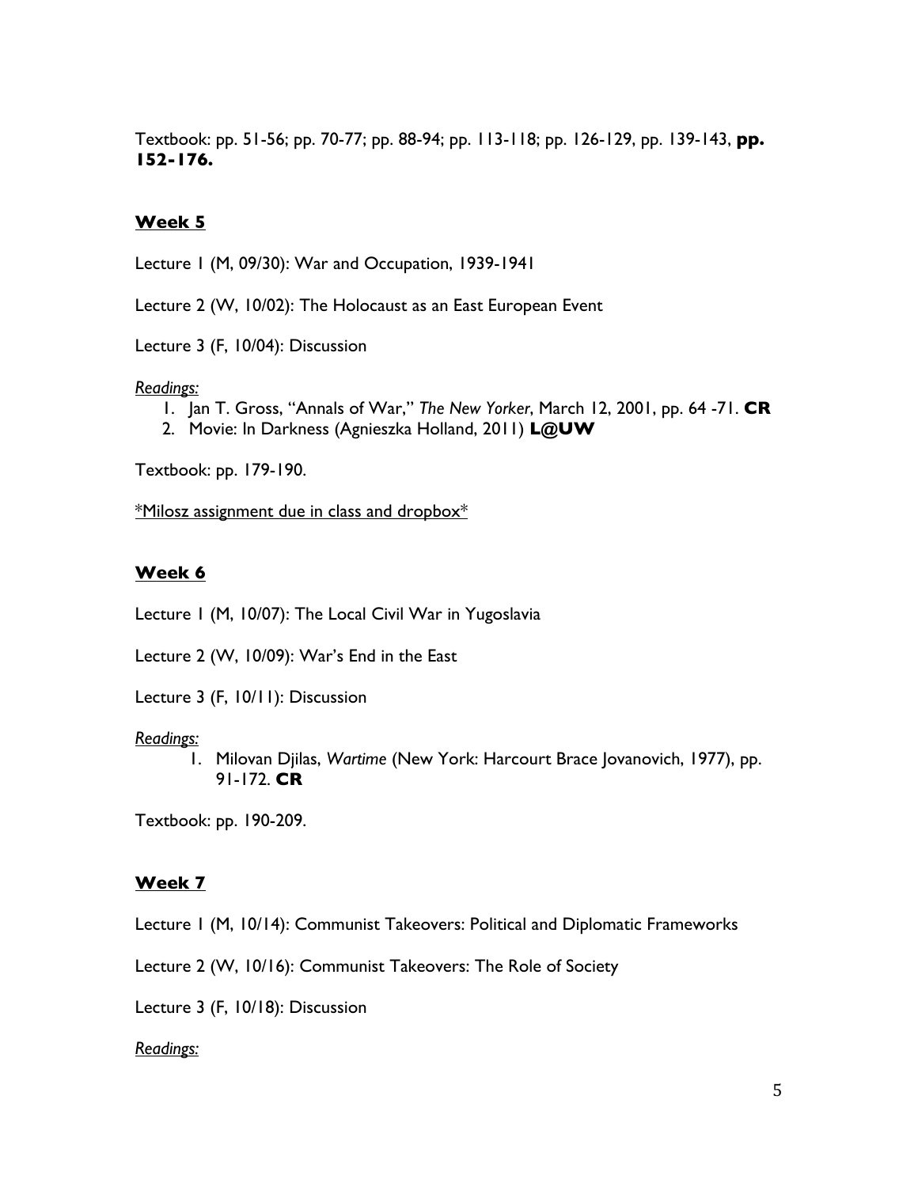Textbook: pp. 51-56; pp. 70-77; pp. 88-94; pp. 113-118; pp. 126-129, pp. 139-143, **pp. 152-176.**

### Week 5

Lecture 1 (M, 09/30): War and Occupation, 1939-1941

Lecture 2 (W, 10/02): The Holocaust as an East European Event

Lecture 3 (F, 10/04): Discussion

*Readings:*

1. Jan T. Gross, "Annals of War," *The New Yorker*, March 12, 2001, pp. 64 -71. **CR**
2. Movie: In Darkness (Agnieszka Holland, 2011) **L@UW**

Textbook: pp. 179-190.

*Milosz assignment due in class and dropbox*

### Week 6

Lecture 1 (M, 10/07): The Local Civil War in Yugoslavia

Lecture 2 (W, 10/09): War's End in the East

Lecture 3 (F, 10/11): Discussion

*Readings:*

1. Milovan Djilas, *Wartime* (New York: Harcourt Brace Jovanovich, 1977), pp. 91-172. **CR**

Textbook: pp. 190-209.

### Week 7

Lecture 1 (M, 10/14): Communist Takeovers: Political and Diplomatic Frameworks

Lecture 2 (W, 10/16): Communist Takeovers: The Role of Society

Lecture 3 (F, 10/18): Discussion

*Readings:*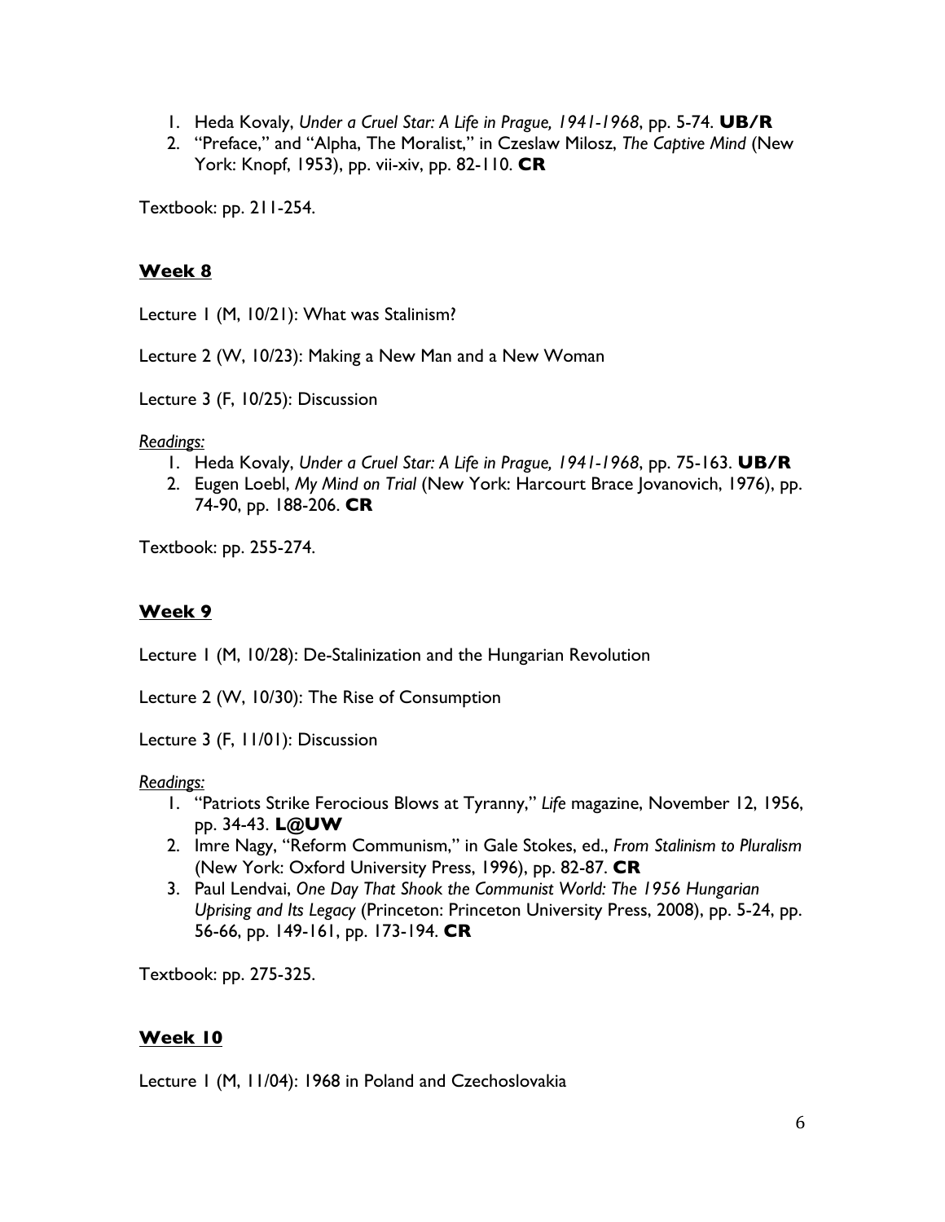1. Heda Kovaly, *Under a Cruel Star: A Life in Prague, 1941-1968*, pp. 5-74. **UB/R**
2. "Preface," and "Alpha, The Moralist," in Czeslaw Milosz, *The Captive Mind* (New York: Knopf, 1953), pp. vii-xiv, pp. 82-110. **CR**

Textbook: pp. 211-254.

## Week 8

Lecture 1 (M, 10/21): What was Stalinism?

Lecture 2 (W, 10/23): Making a New Man and a New Woman

Lecture 3 (F, 10/25): Discussion

*Readings:*

1. Heda Kovaly, *Under a Cruel Star: A Life in Prague, 1941-1968*, pp. 75-163. **UB/R**
2. Eugen Loebl, *My Mind on Trial* (New York: Harcourt Brace Jovanovich, 1976), pp. 74-90, pp. 188-206. **CR**

Textbook: pp. 255-274.

## Week 9

Lecture 1 (M, 10/28): De-Stalinization and the Hungarian Revolution

Lecture 2 (W, 10/30): The Rise of Consumption

Lecture 3 (F, 11/01): Discussion

*Readings:*

1. "Patriots Strike Ferocious Blows at Tyranny," *Life* magazine, November 12, 1956, pp. 34-43. **L@UW**
2. Imre Nagy, "Reform Communism," in Gale Stokes, ed., *From Stalinism to Pluralism* (New York: Oxford University Press, 1996), pp. 82-87. **CR**
3. Paul Lendvai, *One Day That Shook the Communist World: The 1956 Hungarian Uprising and Its Legacy* (Princeton: Princeton University Press, 2008), pp. 5-24, pp. 56-66, pp. 149-161, pp. 173-194. **CR**

Textbook: pp. 275-325.

## Week 10

Lecture 1 (M, 11/04): 1968 in Poland and Czechoslovakia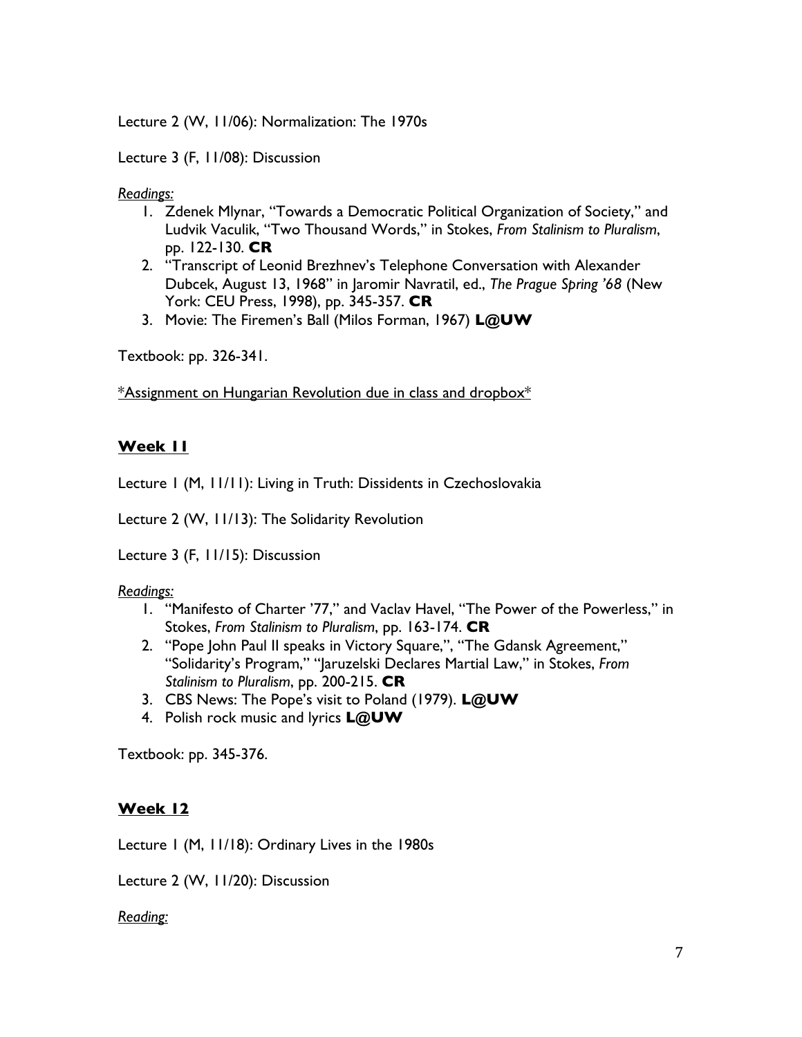Lecture 2 (W, 11/06): Normalization: The 1970s

Lecture 3 (F, 11/08): Discussion

*Readings:*

1. Zdenek Mlynar, "Towards a Democratic Political Organization of Society," and Ludvik Vaculik, "Two Thousand Words," in Stokes, *From Stalinism to Pluralism*, pp. 122-130. **CR**
2. "Transcript of Leonid Brezhnev's Telephone Conversation with Alexander Dubcek, August 13, 1968" in Jaromir Navratil, ed., *The Prague Spring '68* (New York: CEU Press, 1998), pp. 345-357. **CR**
3. Movie: The Firemen's Ball (Milos Forman, 1967) **L@UW**

Textbook: pp. 326-341.

<u>*Assignment on Hungarian Revolution due in class and dropbox*</u>

## Week 11

Lecture 1 (M, 11/11): Living in Truth: Dissidents in Czechoslovakia

Lecture 2 (W, 11/13): The Solidarity Revolution

Lecture 3 (F, 11/15): Discussion

*Readings:*

1. "Manifesto of Charter '77," and Vaclav Havel, "The Power of the Powerless," in Stokes, *From Stalinism to Pluralism*, pp. 163-174. **CR**
2. "Pope John Paul II speaks in Victory Square,", "The Gdansk Agreement," "Solidarity's Program," "Jaruzelski Declares Martial Law," in Stokes, *From Stalinism to Pluralism*, pp. 200-215. **CR**
3. CBS News: The Pope's visit to Poland (1979). **L@UW**
4. Polish rock music and lyrics **L@UW**

Textbook: pp. 345-376.

## Week 12

Lecture 1 (M, 11/18): Ordinary Lives in the 1980s

Lecture 2 (W, 11/20): Discussion

*Reading:*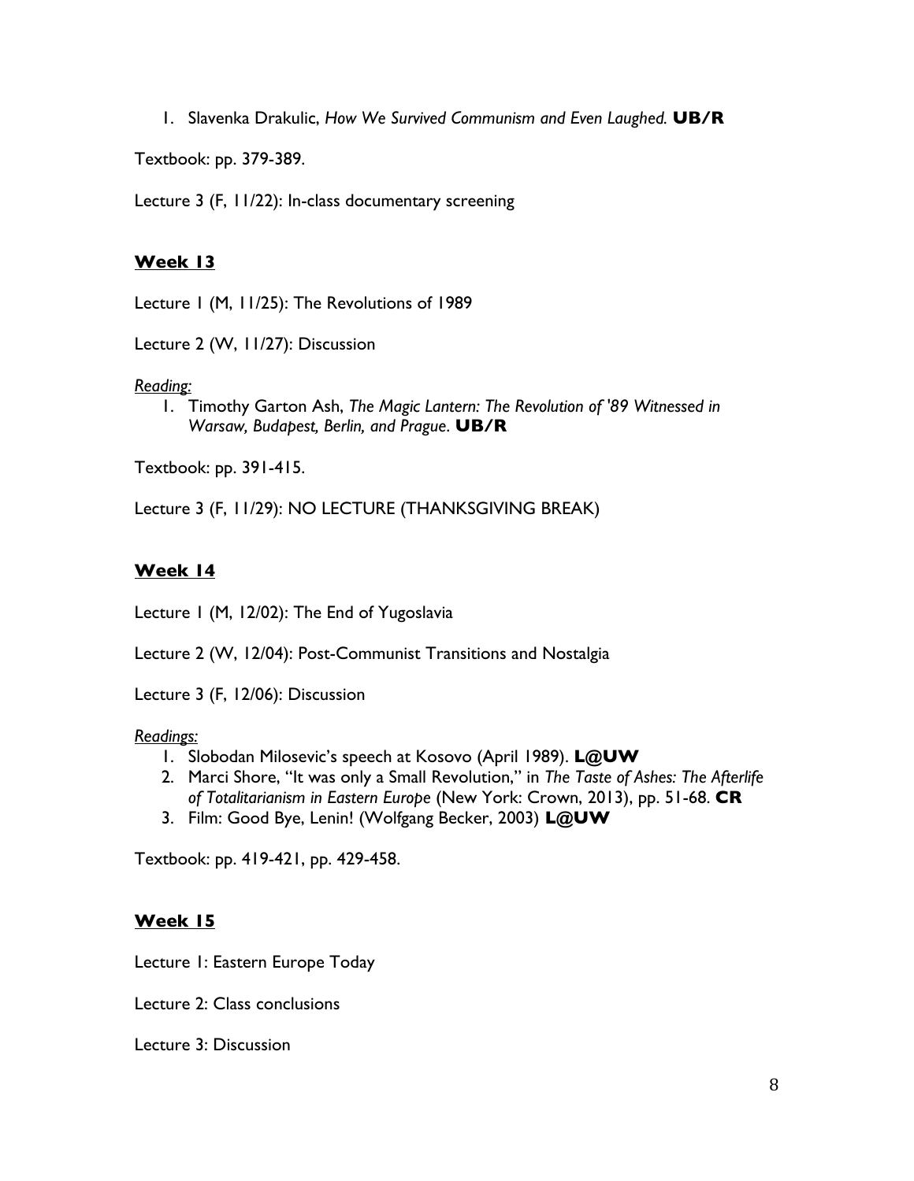1. Slavenka Drakulic, *How We Survived Communism and Even Laughed.* **UB/R**

Textbook: pp. 379-389.

Lecture 3 (F, 11/22): In-class documentary screening

## **Week 13**

Lecture 1 (M, 11/25): The Revolutions of 1989

Lecture 2 (W, 11/27): Discussion

*Reading:*

1. Timothy Garton Ash, *The Magic Lantern: The Revolution of '89 Witnessed in Warsaw, Budapest, Berlin, and Prague*. **UB/R**

Textbook: pp. 391-415.

Lecture 3 (F, 11/29): NO LECTURE (THANKSGIVING BREAK)

## **Week 14**

Lecture 1 (M, 12/02): The End of Yugoslavia

Lecture 2 (W, 12/04): Post-Communist Transitions and Nostalgia

Lecture 3 (F, 12/06): Discussion

*Readings:*

1. Slobodan Milosevic's speech at Kosovo (April 1989). **L@UW**
2. Marci Shore, "It was only a Small Revolution," in *The Taste of Ashes: The Afterlife of Totalitarianism in Eastern Europe* (New York: Crown, 2013), pp. 51-68. **CR**
3. Film: Good Bye, Lenin! (Wolfgang Becker, 2003) **L@UW**

Textbook: pp. 419-421, pp. 429-458.

## **Week 15**

Lecture 1: Eastern Europe Today

Lecture 2: Class conclusions

Lecture 3: Discussion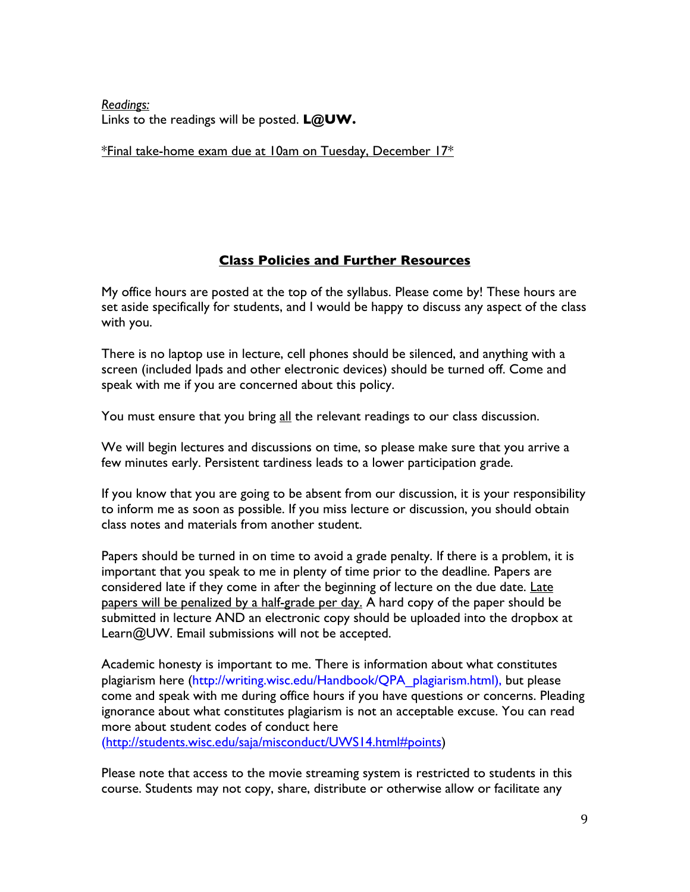*Readings:*
Links to the readings will be posted. **L@UW.**

<u>*Final take-home exam due at 10am on Tuesday, December 17*</u>

## Class Policies and Further Resources

My office hours are posted at the top of the syllabus. Please come by! These hours are set aside specifically for students, and I would be happy to discuss any aspect of the class with you.

There is no laptop use in lecture, cell phones should be silenced, and anything with a screen (included Ipads and other electronic devices) should be turned off. Come and speak with me if you are concerned about this policy.

You must ensure that you bring <u>all</u> the relevant readings to our class discussion.

We will begin lectures and discussions on time, so please make sure that you arrive a few minutes early. Persistent tardiness leads to a lower participation grade.

If you know that you are going to be absent from our discussion, it is your responsibility to inform me as soon as possible. If you miss lecture or discussion, you should obtain class notes and materials from another student.

Papers should be turned in on time to avoid a grade penalty. If there is a problem, it is important that you speak to me in plenty of time prior to the deadline. Papers are considered late if they come in after the beginning of lecture on the due date. <u>Late papers will be penalized by a half-grade per day.</u> A hard copy of the paper should be submitted in lecture AND an electronic copy should be uploaded into the dropbox at Learn@UW. Email submissions will not be accepted.

Academic honesty is important to me. There is information about what constitutes plagiarism here (http://writing.wisc.edu/Handbook/QPA_plagiarism.html), but please come and speak with me during office hours if you have questions or concerns. Pleading ignorance about what constitutes plagiarism is not an acceptable excuse. You can read more about student codes of conduct here (http://students.wisc.edu/saja/misconduct/UWS14.html#points)

Please note that access to the movie streaming system is restricted to students in this course. Students may not copy, share, distribute or otherwise allow or facilitate any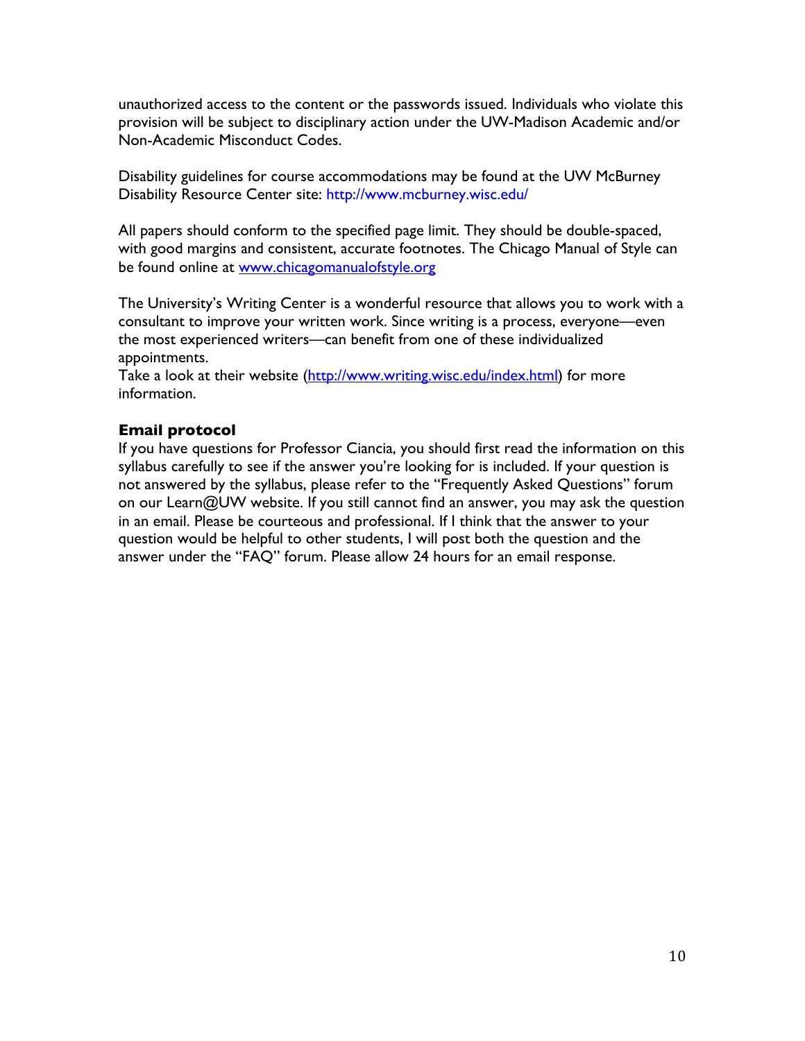unauthorized access to the content or the passwords issued. Individuals who violate this provision will be subject to disciplinary action under the UW-Madison Academic and/or Non-Academic Misconduct Codes.

Disability guidelines for course accommodations may be found at the UW McBurney Disability Resource Center site: http://www.mcburney.wisc.edu/

All papers should conform to the specified page limit. They should be double-spaced, with good margins and consistent, accurate footnotes. The Chicago Manual of Style can be found online at [www.chicagomanualofstyle.org](www.chicagomanualofstyle.org)

The University's Writing Center is a wonderful resource that allows you to work with a consultant to improve your written work. Since writing is a process, everyone—even the most experienced writers—can benefit from one of these individualized appointments.
Take a look at their website ([http://www.writing.wisc.edu/index.html](http://www.writing.wisc.edu/index.html)) for more information.

### Email protocol

If you have questions for Professor Ciancia, you should first read the information on this syllabus carefully to see if the answer you're looking for is included. If your question is not answered by the syllabus, please refer to the "Frequently Asked Questions" forum on our Learn@UW website. If you still cannot find an answer, you may ask the question in an email. Please be courteous and professional. If I think that the answer to your question would be helpful to other students, I will post both the question and the answer under the "FAQ" forum. Please allow 24 hours for an email response.